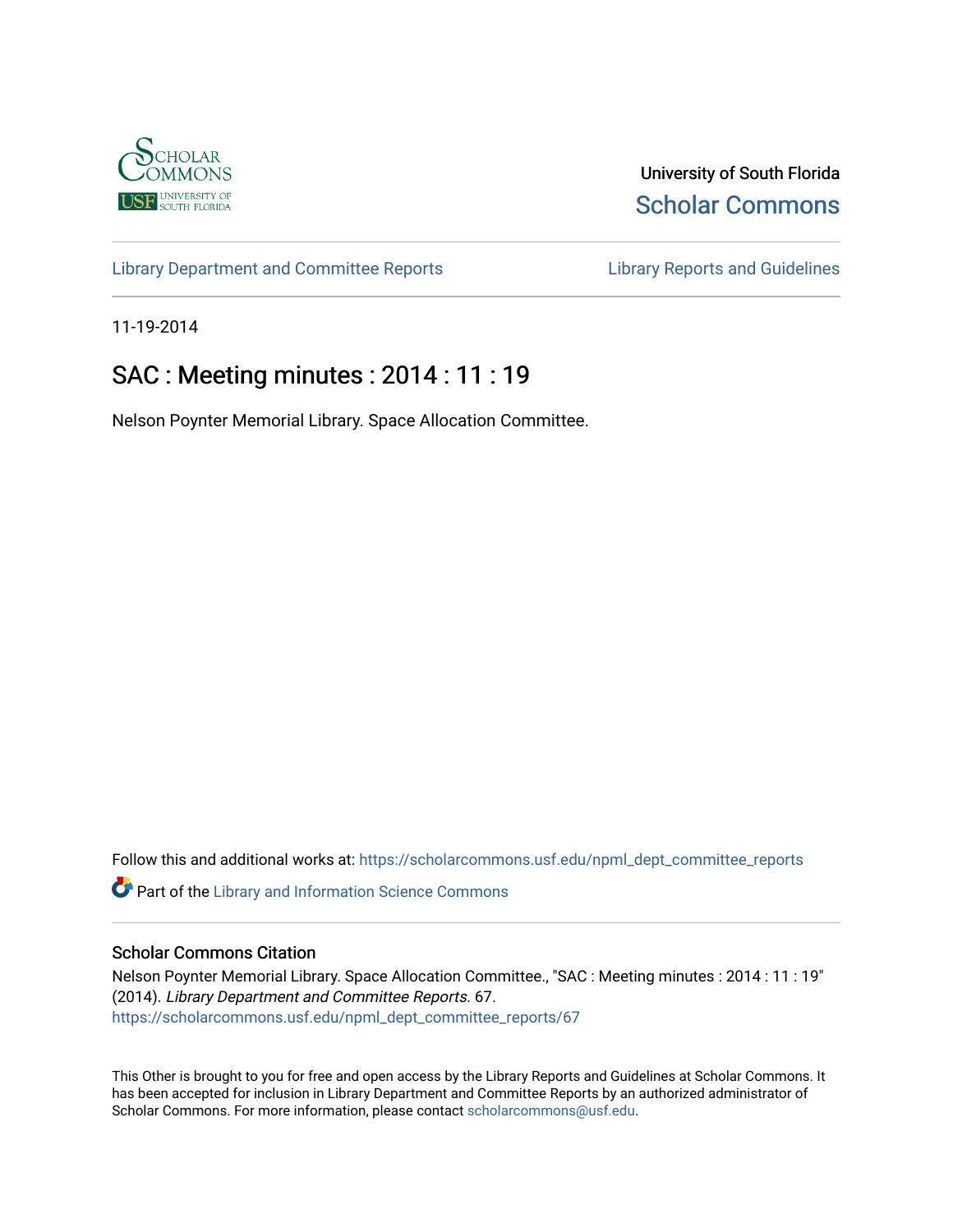University of South Florida

Scholar Commons

Library Department and Committee Reports

Library Reports and Guidelines

11-19-2014

# SAC : Meeting minutes : 2014 : 11 : 19

Nelson Poynter Memorial Library. Space Allocation Committee.

Follow this and additional works at: https://scholarcommons.usf.edu/npml_dept_committee_reports

Part of the Library and Information Science Commons

## Scholar Commons Citation

Nelson Poynter Memorial Library. Space Allocation Committee., "SAC : Meeting minutes : 2014 : 11 : 19" (2014). *Library Department and Committee Reports*. 67.
https://scholarcommons.usf.edu/npml_dept_committee_reports/67

This Other is brought to you for free and open access by the Library Reports and Guidelines at Scholar Commons. It has been accepted for inclusion in Library Department and Committee Reports by an authorized administrator of Scholar Commons. For more information, please contact scholarcommons@usf.edu.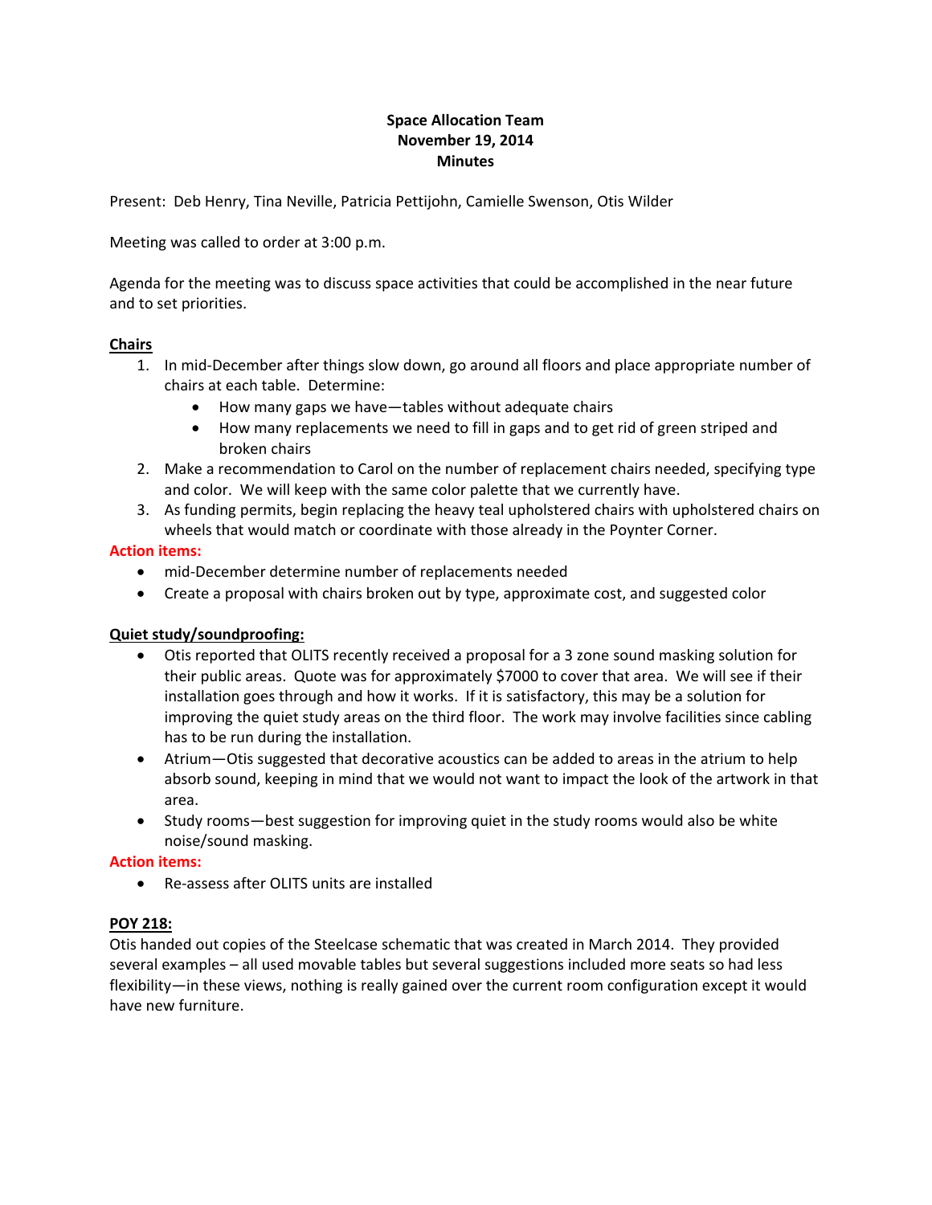**Space Allocation Team**
**November 19, 2014**
**Minutes**

Present: Deb Henry, Tina Neville, Patricia Pettijohn, Camielle Swenson, Otis Wilder

Meeting was called to order at 3:00 p.m.

Agenda for the meeting was to discuss space activities that could be accomplished in the near future and to set priorities.

**Chairs**

1. In mid-December after things slow down, go around all floors and place appropriate number of chairs at each table. Determine:
   - How many gaps we have—tables without adequate chairs
   - How many replacements we need to fill in gaps and to get rid of green striped and broken chairs
2. Make a recommendation to Carol on the number of replacement chairs needed, specifying type and color. We will keep with the same color palette that we currently have.
3. As funding permits, begin replacing the heavy teal upholstered chairs with upholstered chairs on wheels that would match or coordinate with those already in the Poynter Corner.

**Action items:**

- mid-December determine number of replacements needed
- Create a proposal with chairs broken out by type, approximate cost, and suggested color

**Quiet study/soundproofing:**

- Otis reported that OLITS recently received a proposal for a 3 zone sound masking solution for their public areas. Quote was for approximately $7000 to cover that area. We will see if their installation goes through and how it works. If it is satisfactory, this may be a solution for improving the quiet study areas on the third floor. The work may involve facilities since cabling has to be run during the installation.
- Atrium—Otis suggested that decorative acoustics can be added to areas in the atrium to help absorb sound, keeping in mind that we would not want to impact the look of the artwork in that area.
- Study rooms—best suggestion for improving quiet in the study rooms would also be white noise/sound masking.

**Action items:**

- Re-assess after OLITS units are installed

**POY 218:**

Otis handed out copies of the Steelcase schematic that was created in March 2014. They provided several examples – all used movable tables but several suggestions included more seats so had less flexibility—in these views, nothing is really gained over the current room configuration except it would have new furniture.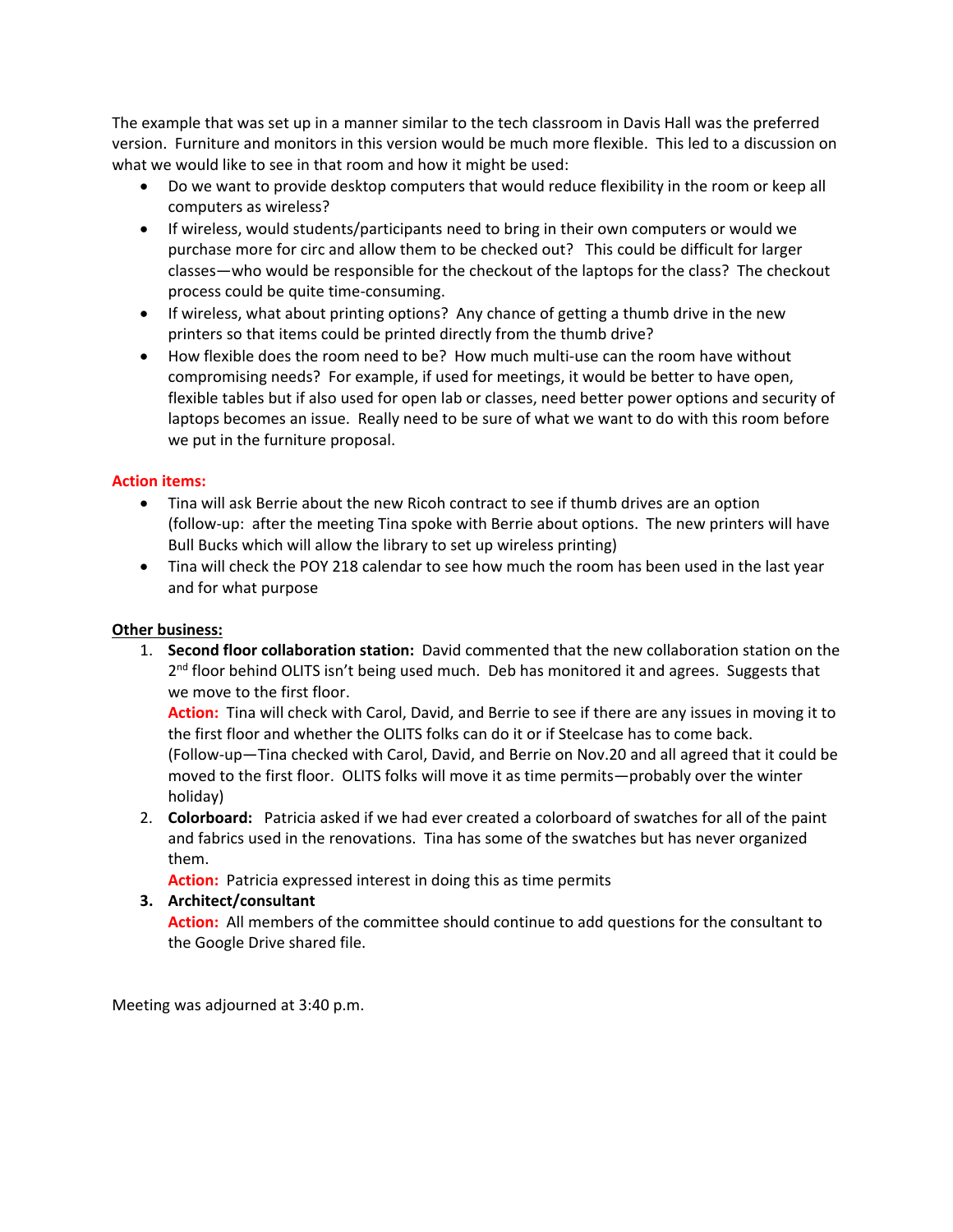The example that was set up in a manner similar to the tech classroom in Davis Hall was the preferred version. Furniture and monitors in this version would be much more flexible. This led to a discussion on what we would like to see in that room and how it might be used:

- Do we want to provide desktop computers that would reduce flexibility in the room or keep all computers as wireless?
- If wireless, would students/participants need to bring in their own computers or would we purchase more for circ and allow them to be checked out? This could be difficult for larger classes—who would be responsible for the checkout of the laptops for the class? The checkout process could be quite time-consuming.
- If wireless, what about printing options? Any chance of getting a thumb drive in the new printers so that items could be printed directly from the thumb drive?
- How flexible does the room need to be? How much multi-use can the room have without compromising needs? For example, if used for meetings, it would be better to have open, flexible tables but if also used for open lab or classes, need better power options and security of laptops becomes an issue. Really need to be sure of what we want to do with this room before we put in the furniture proposal.

**Action items:**

- Tina will ask Berrie about the new Ricoh contract to see if thumb drives are an option (follow-up: after the meeting Tina spoke with Berrie about options. The new printers will have Bull Bucks which will allow the library to set up wireless printing)
- Tina will check the POY 218 calendar to see how much the room has been used in the last year and for what purpose

**Other business:**

1. **Second floor collaboration station:** David commented that the new collaboration station on the 2nd floor behind OLITS isn't being used much. Deb has monitored it and agrees. Suggests that we move to the first floor.
   **Action:** Tina will check with Carol, David, and Berrie to see if there are any issues in moving it to the first floor and whether the OLITS folks can do it or if Steelcase has to come back.
   (Follow-up—Tina checked with Carol, David, and Berrie on Nov.20 and all agreed that it could be moved to the first floor. OLITS folks will move it as time permits—probably over the winter holiday)
2. **Colorboard:** Patricia asked if we had ever created a colorboard of swatches for all of the paint and fabrics used in the renovations. Tina has some of the swatches but has never organized them.
   **Action:** Patricia expressed interest in doing this as time permits
3. **Architect/consultant**
   **Action:** All members of the committee should continue to add questions for the consultant to the Google Drive shared file.

Meeting was adjourned at 3:40 p.m.